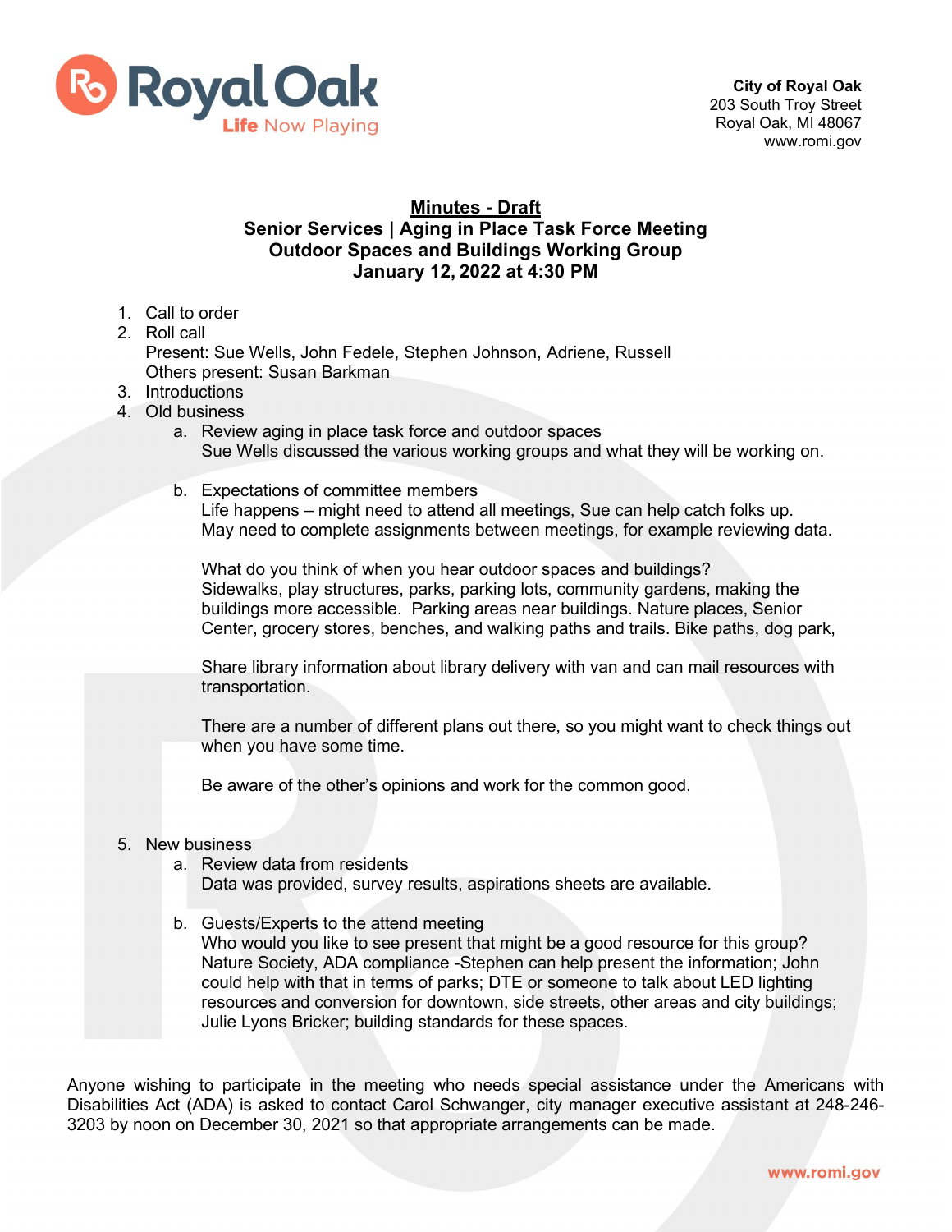Royal Oak
Life Now Playing

**City of Royal Oak**
203 South Troy Street
Royal Oak, MI 48067
www.romi.gov

# Minutes - Draft

## Senior Services | Aging in Place Task Force Meeting
## Outdoor Spaces and Buildings Working Group
## January 12, 2022 at 4:30 PM

1. Call to order
2. Roll call
   Present: Sue Wells, John Fedele, Stephen Johnson, Adriene, Russell
   Others present: Susan Barkman
3. Introductions
4. Old business
   a. Review aging in place task force and outdoor spaces
      Sue Wells discussed the various working groups and what they will be working on.

   b. Expectations of committee members
      Life happens – might need to attend all meetings, Sue can help catch folks up.
      May need to complete assignments between meetings, for example reviewing data.

      What do you think of when you hear outdoor spaces and buildings?
      Sidewalks, play structures, parks, parking lots, community gardens, making the buildings more accessible. Parking areas near buildings. Nature places, Senior Center, grocery stores, benches, and walking paths and trails. Bike paths, dog park,

      Share library information about library delivery with van and can mail resources with transportation.

      There are a number of different plans out there, so you might want to check things out when you have some time.

      Be aware of the other's opinions and work for the common good.

5. New business
   a. Review data from residents
      Data was provided, survey results, aspirations sheets are available.

   b. Guests/Experts to the attend meeting
      Who would you like to see present that might be a good resource for this group? Nature Society, ADA compliance -Stephen can help present the information; John could help with that in terms of parks; DTE or someone to talk about LED lighting resources and conversion for downtown, side streets, other areas and city buildings; Julie Lyons Bricker; building standards for these spaces.

Anyone wishing to participate in the meeting who needs special assistance under the Americans with Disabilities Act (ADA) is asked to contact Carol Schwanger, city manager executive assistant at 248-246-3203 by noon on December 30, 2021 so that appropriate arrangements can be made.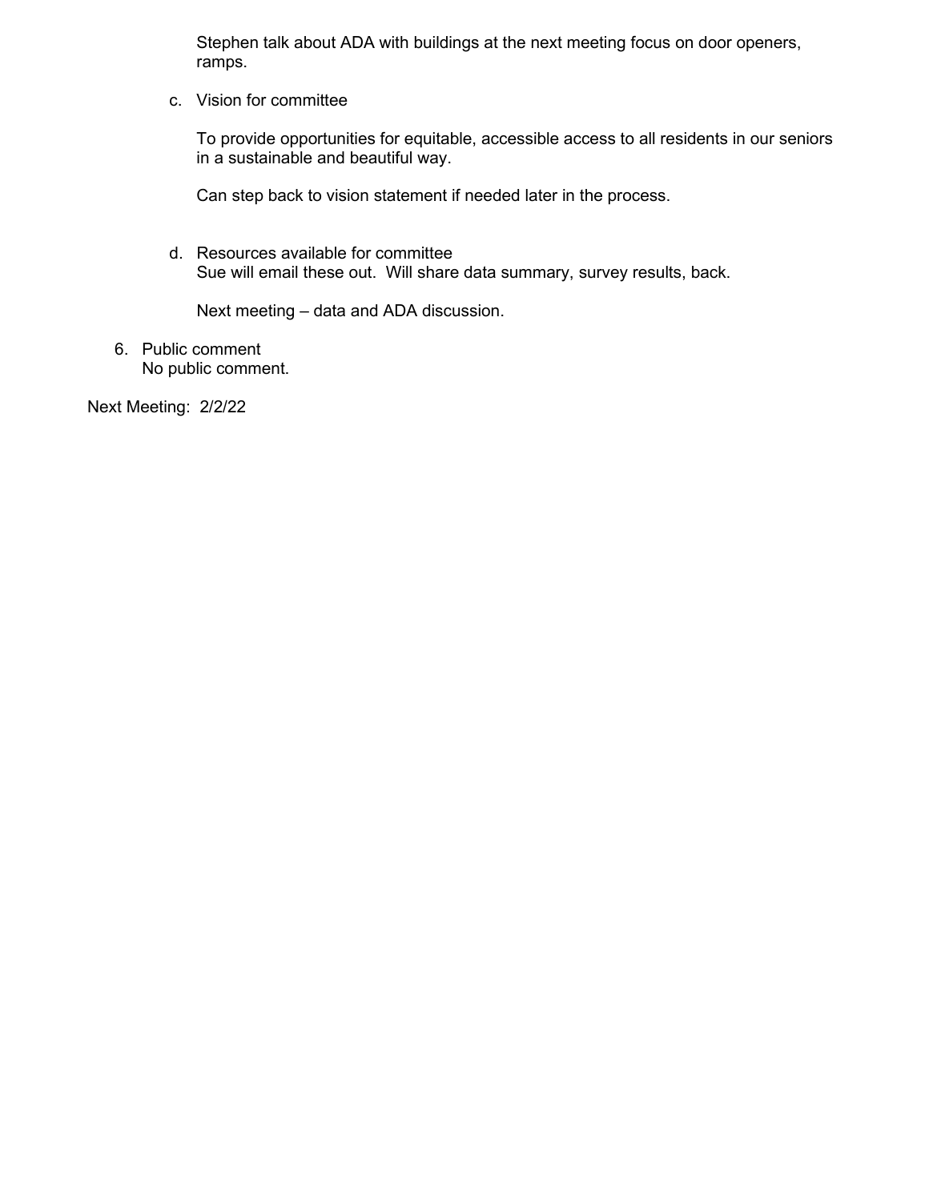Stephen talk about ADA with buildings at the next meeting focus on door openers, ramps.

c. Vision for committee

   To provide opportunities for equitable, accessible access to all residents in our seniors in a sustainable and beautiful way.

   Can step back to vision statement if needed later in the process.

d. Resources available for committee
   Sue will email these out. Will share data summary, survey results, back.

   Next meeting – data and ADA discussion.

6. Public comment
   No public comment.

Next Meeting: 2/2/22